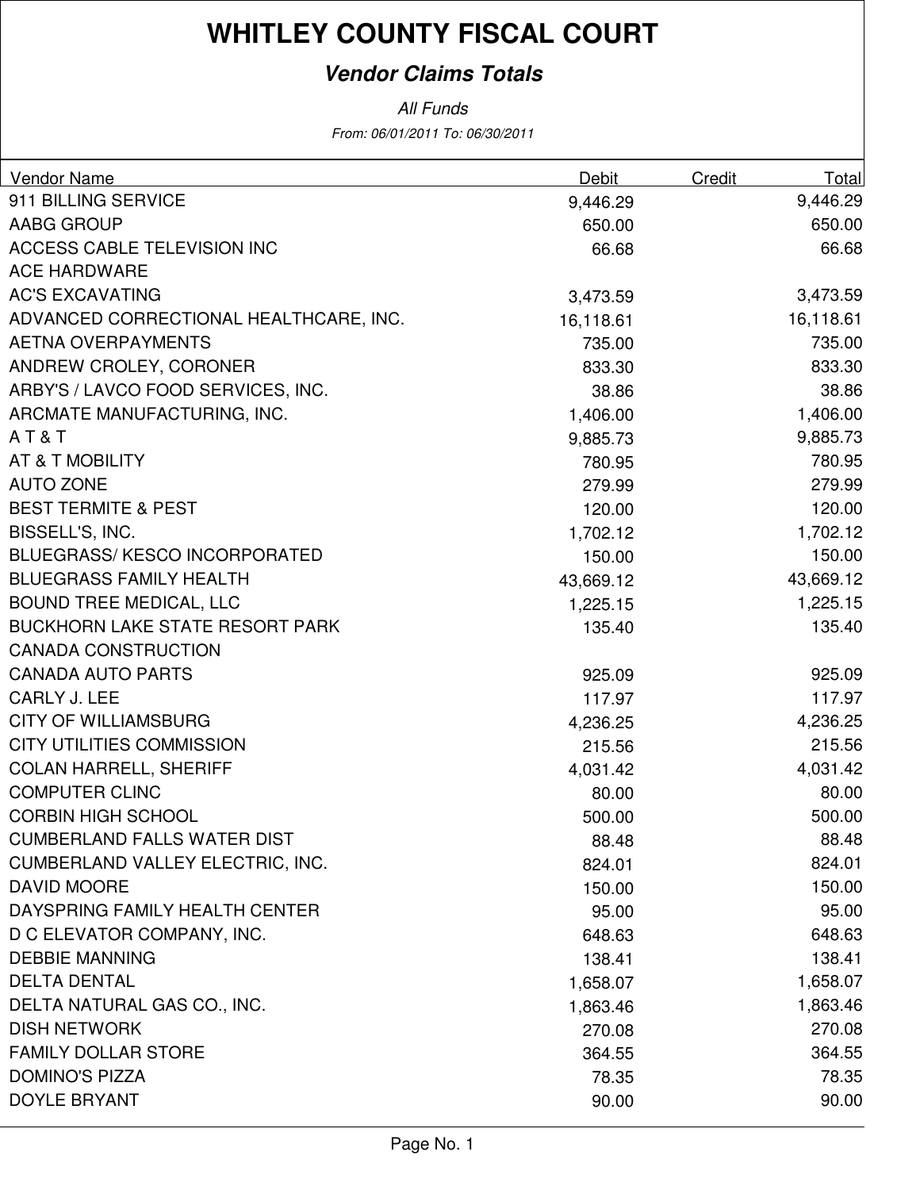# WHITLEY COUNTY FISCAL COURT

## *Vendor Claims Totals*

*All Funds*

*From: 06/01/2011 To: 06/30/2011*

| Vendor Name | Debit | Credit | Total |
|---|---|---|---|
| 911 BILLING SERVICE | 9,446.29 | | 9,446.29 |
| AABG GROUP | 650.00 | | 650.00 |
| ACCESS CABLE TELEVISION INC | 66.68 | | 66.68 |
| ACE HARDWARE | | | |
| AC'S EXCAVATING | 3,473.59 | | 3,473.59 |
| ADVANCED CORRECTIONAL HEALTHCARE, INC. | 16,118.61 | | 16,118.61 |
| AETNA OVERPAYMENTS | 735.00 | | 735.00 |
| ANDREW CROLEY, CORONER | 833.30 | | 833.30 |
| ARBY'S / LAVCO FOOD SERVICES, INC. | 38.86 | | 38.86 |
| ARCMATE MANUFACTURING, INC. | 1,406.00 | | 1,406.00 |
| A T & T | 9,885.73 | | 9,885.73 |
| AT & T MOBILITY | 780.95 | | 780.95 |
| AUTO ZONE | 279.99 | | 279.99 |
| BEST TERMITE & PEST | 120.00 | | 120.00 |
| BISSELL'S, INC. | 1,702.12 | | 1,702.12 |
| BLUEGRASS/ KESCO INCORPORATED | 150.00 | | 150.00 |
| BLUEGRASS FAMILY HEALTH | 43,669.12 | | 43,669.12 |
| BOUND TREE MEDICAL, LLC | 1,225.15 | | 1,225.15 |
| BUCKHORN LAKE STATE RESORT PARK | 135.40 | | 135.40 |
| CANADA CONSTRUCTION | | | |
| CANADA AUTO PARTS | 925.09 | | 925.09 |
| CARLY J. LEE | 117.97 | | 117.97 |
| CITY OF WILLIAMSBURG | 4,236.25 | | 4,236.25 |
| CITY UTILITIES COMMISSION | 215.56 | | 215.56 |
| COLAN HARRELL, SHERIFF | 4,031.42 | | 4,031.42 |
| COMPUTER CLINC | 80.00 | | 80.00 |
| CORBIN HIGH SCHOOL | 500.00 | | 500.00 |
| CUMBERLAND FALLS WATER DIST | 88.48 | | 88.48 |
| CUMBERLAND VALLEY ELECTRIC, INC. | 824.01 | | 824.01 |
| DAVID MOORE | 150.00 | | 150.00 |
| DAYSPRING FAMILY HEALTH CENTER | 95.00 | | 95.00 |
| D C ELEVATOR COMPANY, INC. | 648.63 | | 648.63 |
| DEBBIE MANNING | 138.41 | | 138.41 |
| DELTA DENTAL | 1,658.07 | | 1,658.07 |
| DELTA NATURAL GAS CO., INC. | 1,863.46 | | 1,863.46 |
| DISH NETWORK | 270.08 | | 270.08 |
| FAMILY DOLLAR STORE | 364.55 | | 364.55 |
| DOMINO'S PIZZA | 78.35 | | 78.35 |
| DOYLE BRYANT | 90.00 | | 90.00 |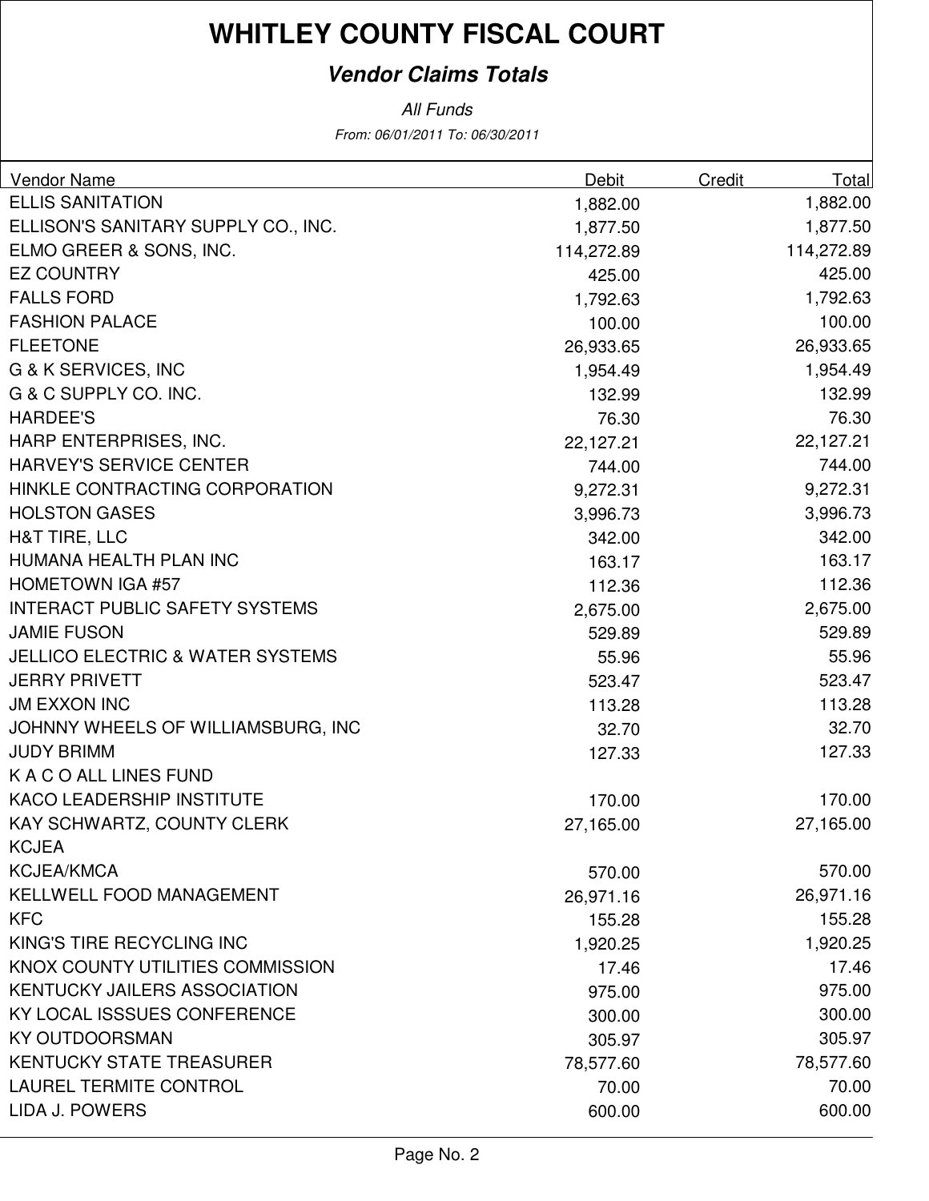# WHITLEY COUNTY FISCAL COURT

## *Vendor Claims Totals*

*All Funds*

*From: 06/01/2011 To: 06/30/2011*

| Vendor Name | Debit | Credit | Total |
|---|---|---|---|
| ELLIS SANITATION | 1,882.00 | | 1,882.00 |
| ELLISON'S SANITARY SUPPLY CO., INC. | 1,877.50 | | 1,877.50 |
| ELMO GREER & SONS, INC. | 114,272.89 | | 114,272.89 |
| EZ COUNTRY | 425.00 | | 425.00 |
| FALLS FORD | 1,792.63 | | 1,792.63 |
| FASHION PALACE | 100.00 | | 100.00 |
| FLEETONE | 26,933.65 | | 26,933.65 |
| G & K SERVICES, INC | 1,954.49 | | 1,954.49 |
| G & C SUPPLY CO. INC. | 132.99 | | 132.99 |
| HARDEE'S | 76.30 | | 76.30 |
| HARP ENTERPRISES, INC. | 22,127.21 | | 22,127.21 |
| HARVEY'S SERVICE CENTER | 744.00 | | 744.00 |
| HINKLE CONTRACTING CORPORATION | 9,272.31 | | 9,272.31 |
| HOLSTON GASES | 3,996.73 | | 3,996.73 |
| H&T TIRE, LLC | 342.00 | | 342.00 |
| HUMANA HEALTH PLAN INC | 163.17 | | 163.17 |
| HOMETOWN IGA #57 | 112.36 | | 112.36 |
| INTERACT PUBLIC SAFETY SYSTEMS | 2,675.00 | | 2,675.00 |
| JAMIE FUSON | 529.89 | | 529.89 |
| JELLICO ELECTRIC & WATER SYSTEMS | 55.96 | | 55.96 |
| JERRY PRIVETT | 523.47 | | 523.47 |
| JM EXXON INC | 113.28 | | 113.28 |
| JOHNNY WHEELS OF WILLIAMSBURG, INC | 32.70 | | 32.70 |
| JUDY BRIMM | 127.33 | | 127.33 |
| K A C O ALL LINES FUND | | | |
| KACO LEADERSHIP INSTITUTE | 170.00 | | 170.00 |
| KAY SCHWARTZ, COUNTY CLERK | 27,165.00 | | 27,165.00 |
| KCJEA | | | |
| KCJEA/KMCA | 570.00 | | 570.00 |
| KELLWELL FOOD MANAGEMENT | 26,971.16 | | 26,971.16 |
| KFC | 155.28 | | 155.28 |
| KING'S TIRE RECYCLING INC | 1,920.25 | | 1,920.25 |
| KNOX COUNTY UTILITIES COMMISSION | 17.46 | | 17.46 |
| KENTUCKY JAILERS ASSOCIATION | 975.00 | | 975.00 |
| KY LOCAL ISSSUES CONFERENCE | 300.00 | | 300.00 |
| KY OUTDOORSMAN | 305.97 | | 305.97 |
| KENTUCKY STATE TREASURER | 78,577.60 | | 78,577.60 |
| LAUREL TERMITE CONTROL | 70.00 | | 70.00 |
| LIDA J. POWERS | 600.00 | | 600.00 |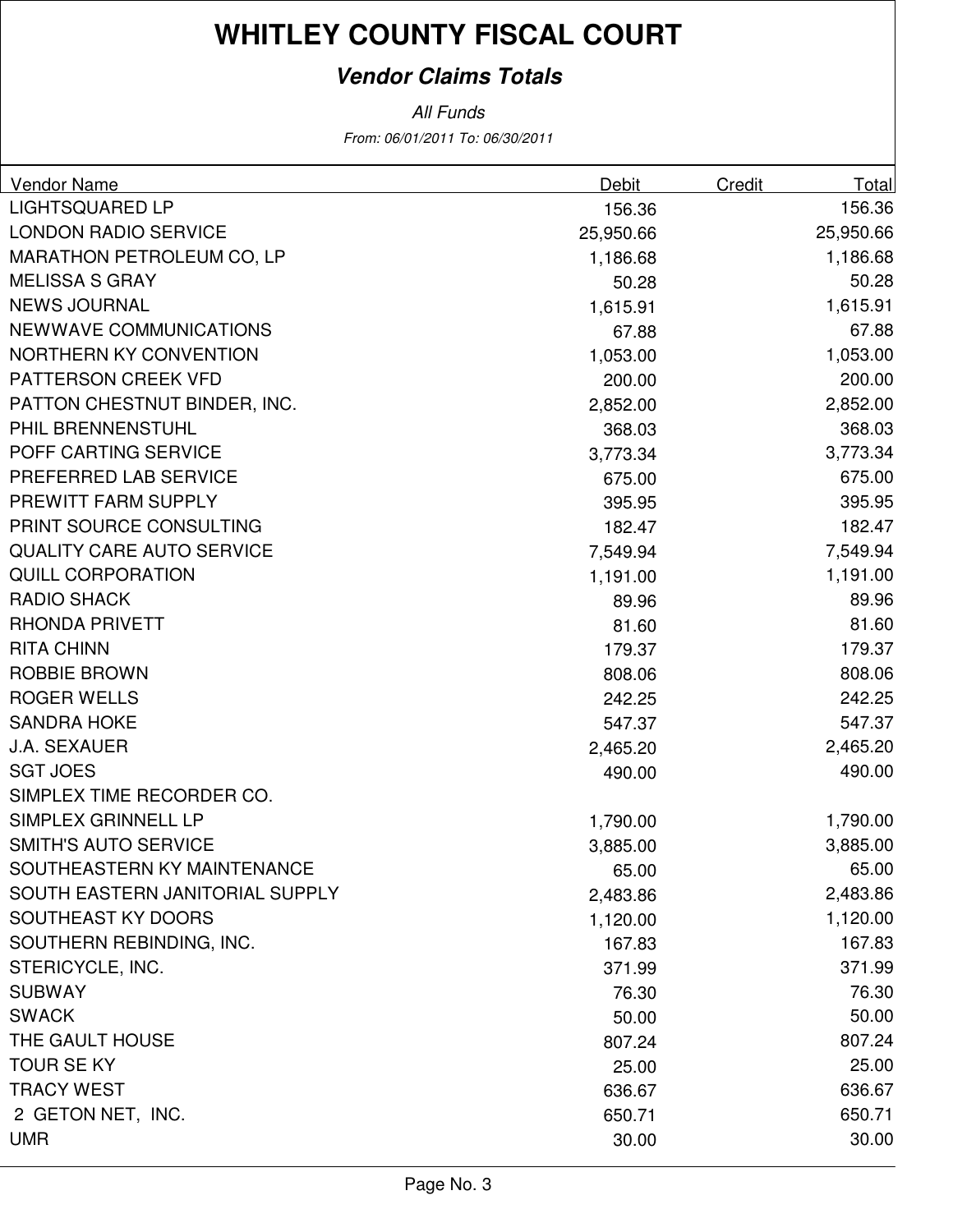# WHITLEY COUNTY FISCAL COURT

## *Vendor Claims Totals*

*All Funds*

*From: 06/01/2011 To: 06/30/2011*

| Vendor Name | Debit | Credit | Total |
|---|---|---|---|
| LIGHTSQUARED LP | 156.36 | | 156.36 |
| LONDON RADIO SERVICE | 25,950.66 | | 25,950.66 |
| MARATHON PETROLEUM CO, LP | 1,186.68 | | 1,186.68 |
| MELISSA S GRAY | 50.28 | | 50.28 |
| NEWS JOURNAL | 1,615.91 | | 1,615.91 |
| NEWWAVE COMMUNICATIONS | 67.88 | | 67.88 |
| NORTHERN KY CONVENTION | 1,053.00 | | 1,053.00 |
| PATTERSON CREEK VFD | 200.00 | | 200.00 |
| PATTON CHESTNUT BINDER, INC. | 2,852.00 | | 2,852.00 |
| PHIL BRENNENSTUHL | 368.03 | | 368.03 |
| POFF CARTING SERVICE | 3,773.34 | | 3,773.34 |
| PREFERRED LAB SERVICE | 675.00 | | 675.00 |
| PREWITT FARM SUPPLY | 395.95 | | 395.95 |
| PRINT SOURCE CONSULTING | 182.47 | | 182.47 |
| QUALITY CARE AUTO SERVICE | 7,549.94 | | 7,549.94 |
| QUILL CORPORATION | 1,191.00 | | 1,191.00 |
| RADIO SHACK | 89.96 | | 89.96 |
| RHONDA PRIVETT | 81.60 | | 81.60 |
| RITA CHINN | 179.37 | | 179.37 |
| ROBBIE BROWN | 808.06 | | 808.06 |
| ROGER WELLS | 242.25 | | 242.25 |
| SANDRA HOKE | 547.37 | | 547.37 |
| J.A. SEXAUER | 2,465.20 | | 2,465.20 |
| SGT JOES | 490.00 | | 490.00 |
| SIMPLEX TIME RECORDER CO. | | | |
| SIMPLEX GRINNELL LP | 1,790.00 | | 1,790.00 |
| SMITH'S AUTO SERVICE | 3,885.00 | | 3,885.00 |
| SOUTHEASTERN KY MAINTENANCE | 65.00 | | 65.00 |
| SOUTH EASTERN JANITORIAL SUPPLY | 2,483.86 | | 2,483.86 |
| SOUTHEAST KY DOORS | 1,120.00 | | 1,120.00 |
| SOUTHERN REBINDING, INC. | 167.83 | | 167.83 |
| STERICYCLE, INC. | 371.99 | | 371.99 |
| SUBWAY | 76.30 | | 76.30 |
| SWACK | 50.00 | | 50.00 |
| THE GAULT HOUSE | 807.24 | | 807.24 |
| TOUR SE KY | 25.00 | | 25.00 |
| TRACY WEST | 636.67 | | 636.67 |
| 2 GETON NET, INC. | 650.71 | | 650.71 |
| UMR | 30.00 | | 30.00 |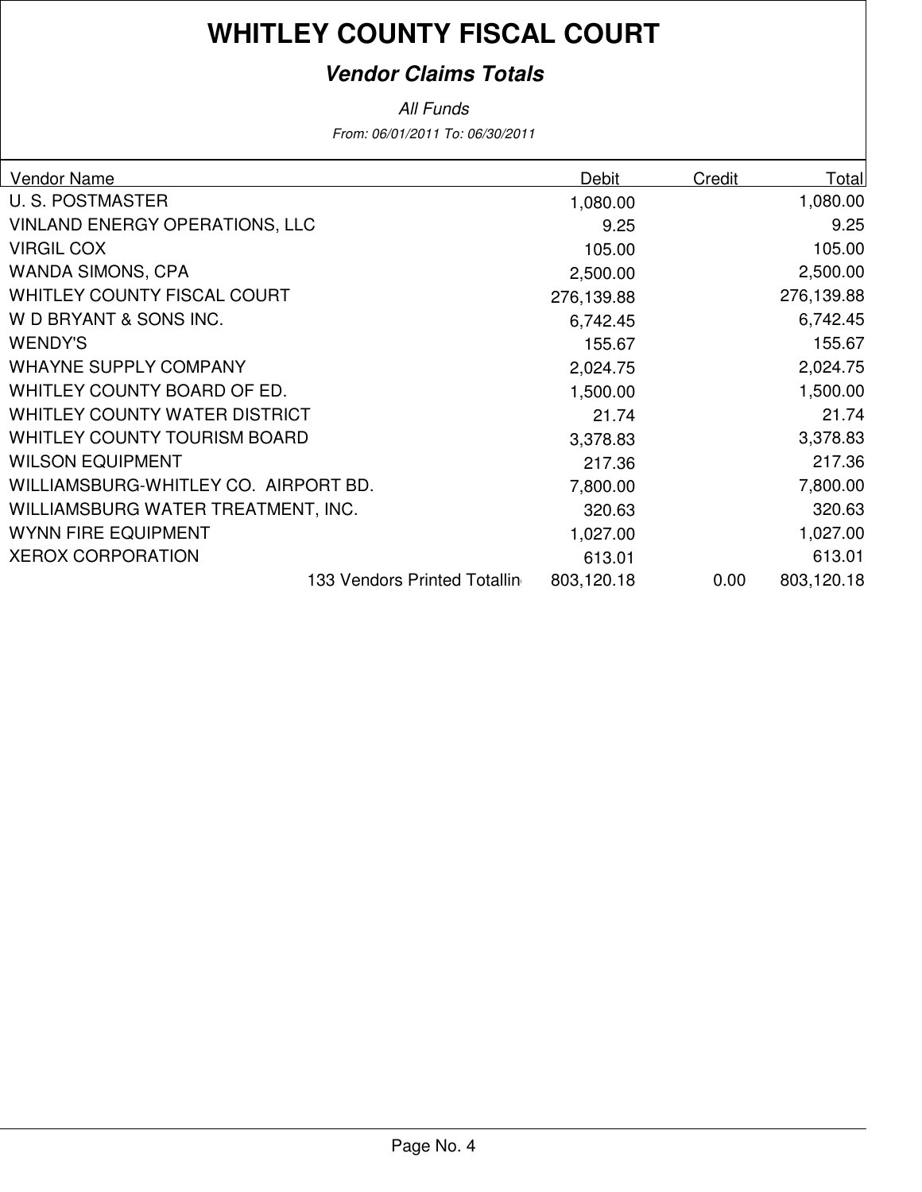# WHITLEY COUNTY FISCAL COURT

## *Vendor Claims Totals*

*All Funds*

*From: 06/01/2011 To: 06/30/2011*

| Vendor Name | Debit | Credit | Total |
|---|---|---|---|
| U. S. POSTMASTER | 1,080.00 | | 1,080.00 |
| VINLAND ENERGY OPERATIONS, LLC | 9.25 | | 9.25 |
| VIRGIL COX | 105.00 | | 105.00 |
| WANDA SIMONS, CPA | 2,500.00 | | 2,500.00 |
| WHITLEY COUNTY FISCAL COURT | 276,139.88 | | 276,139.88 |
| W D BRYANT & SONS INC. | 6,742.45 | | 6,742.45 |
| WENDY'S | 155.67 | | 155.67 |
| WHAYNE SUPPLY COMPANY | 2,024.75 | | 2,024.75 |
| WHITLEY COUNTY BOARD OF ED. | 1,500.00 | | 1,500.00 |
| WHITLEY COUNTY WATER DISTRICT | 21.74 | | 21.74 |
| WHITLEY COUNTY TOURISM BOARD | 3,378.83 | | 3,378.83 |
| WILSON EQUIPMENT | 217.36 | | 217.36 |
| WILLIAMSBURG-WHITLEY CO. AIRPORT BD. | 7,800.00 | | 7,800.00 |
| WILLIAMSBURG WATER TREATMENT, INC. | 320.63 | | 320.63 |
| WYNN FIRE EQUIPMENT | 1,027.00 | | 1,027.00 |
| XEROX CORPORATION | 613.01 | | 613.01 |
| 133 Vendors Printed Totallin | 803,120.18 | 0.00 | 803,120.18 |